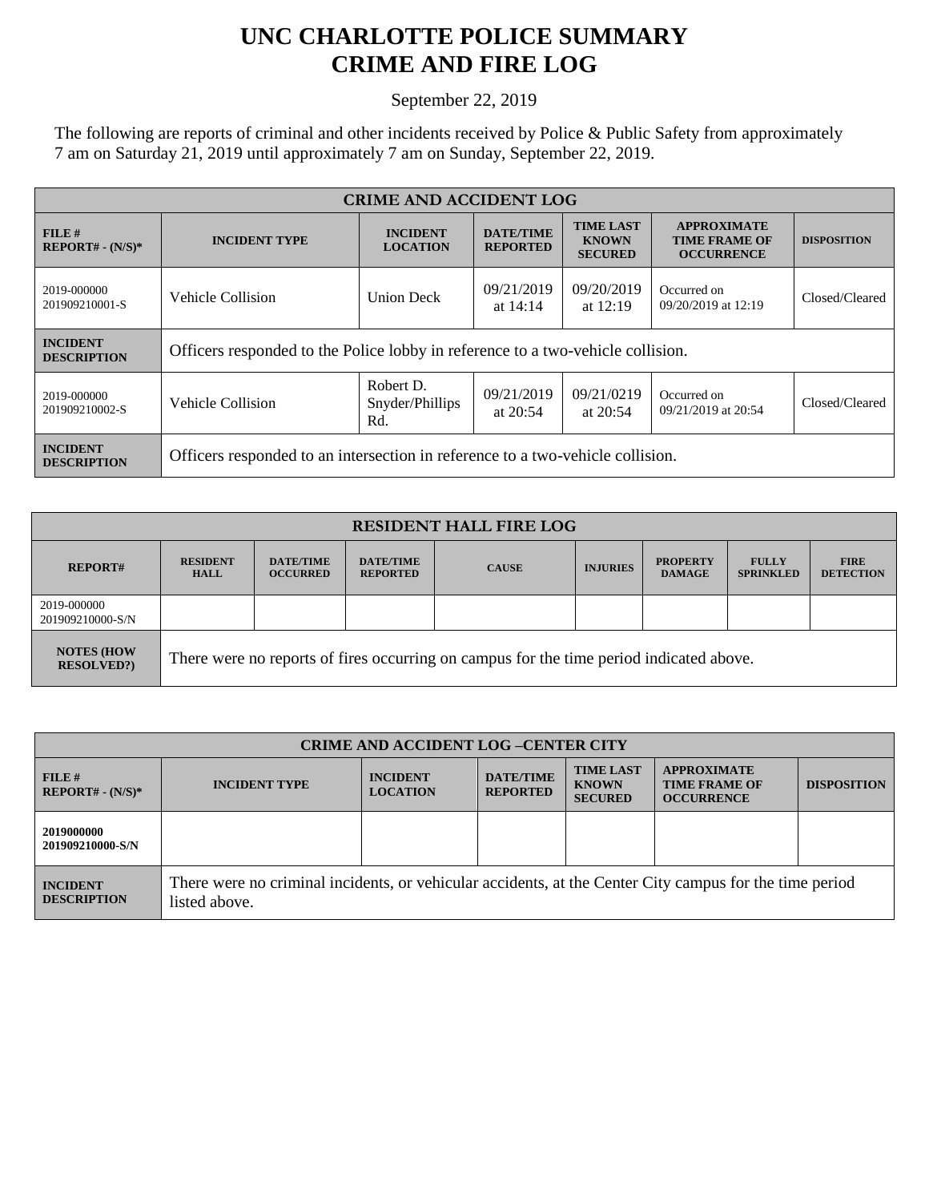# UNC CHARLOTTE POLICE SUMMARY
# CRIME AND FIRE LOG

September 22, 2019

The following are reports of criminal and other incidents received by Police & Public Safety from approximately 7 am on Saturday 21, 2019 until approximately 7 am on Sunday, September 22, 2019.

| CRIME AND ACCIDENT LOG | | | | | | |
|---|---|---|---|---|---|---|
| **FILE # REPORT# - (N/S)\*** | **INCIDENT TYPE** | **INCIDENT LOCATION** | **DATE/TIME REPORTED** | **TIME LAST KNOWN SECURED** | **APPROXIMATE TIME FRAME OF OCCURRENCE** | **DISPOSITION** |
| 2019-000000 201909210001-S | Vehicle Collision | Union Deck | 09/21/2019 at 14:14 | 09/20/2019 at 12:19 | Occurred on 09/20/2019 at 12:19 | Closed/Cleared |
| **INCIDENT DESCRIPTION** | Officers responded to the Police lobby in reference to a two-vehicle collision. | | | | | |
| 2019-000000 201909210002-S | Vehicle Collision | Robert D. Snyder/Phillips Rd. | 09/21/2019 at 20:54 | 09/21/0219 at 20:54 | Occurred on 09/21/2019 at 20:54 | Closed/Cleared |
| **INCIDENT DESCRIPTION** | Officers responded to an intersection in reference to a two-vehicle collision. | | | | | |

| RESIDENT HALL FIRE LOG | | | | | | | | |
|---|---|---|---|---|---|---|---|---|
| **REPORT#** | **RESIDENT HALL** | **DATE/TIME OCCURRED** | **DATE/TIME REPORTED** | **CAUSE** | **INJURIES** | **PROPERTY DAMAGE** | **FULLY SPRINKLED** | **FIRE DETECTION** |
| 2019-000000 201909210000-S/N | | | | | | | | |
| **NOTES (HOW RESOLVED?)** | There were no reports of fires occurring on campus for the time period indicated above. | | | | | | | |

| CRIME AND ACCIDENT LOG –CENTER CITY | | | | | | |
|---|---|---|---|---|---|---|
| **FILE # REPORT# - (N/S)\*** | **INCIDENT TYPE** | **INCIDENT LOCATION** | **DATE/TIME REPORTED** | **TIME LAST KNOWN SECURED** | **APPROXIMATE TIME FRAME OF OCCURRENCE** | **DISPOSITION** |
| **2019000000 201909210000-S/N** | | | | | | |
| **INCIDENT DESCRIPTION** | There were no criminal incidents, or vehicular accidents, at the Center City campus for the time period listed above. | | | | | |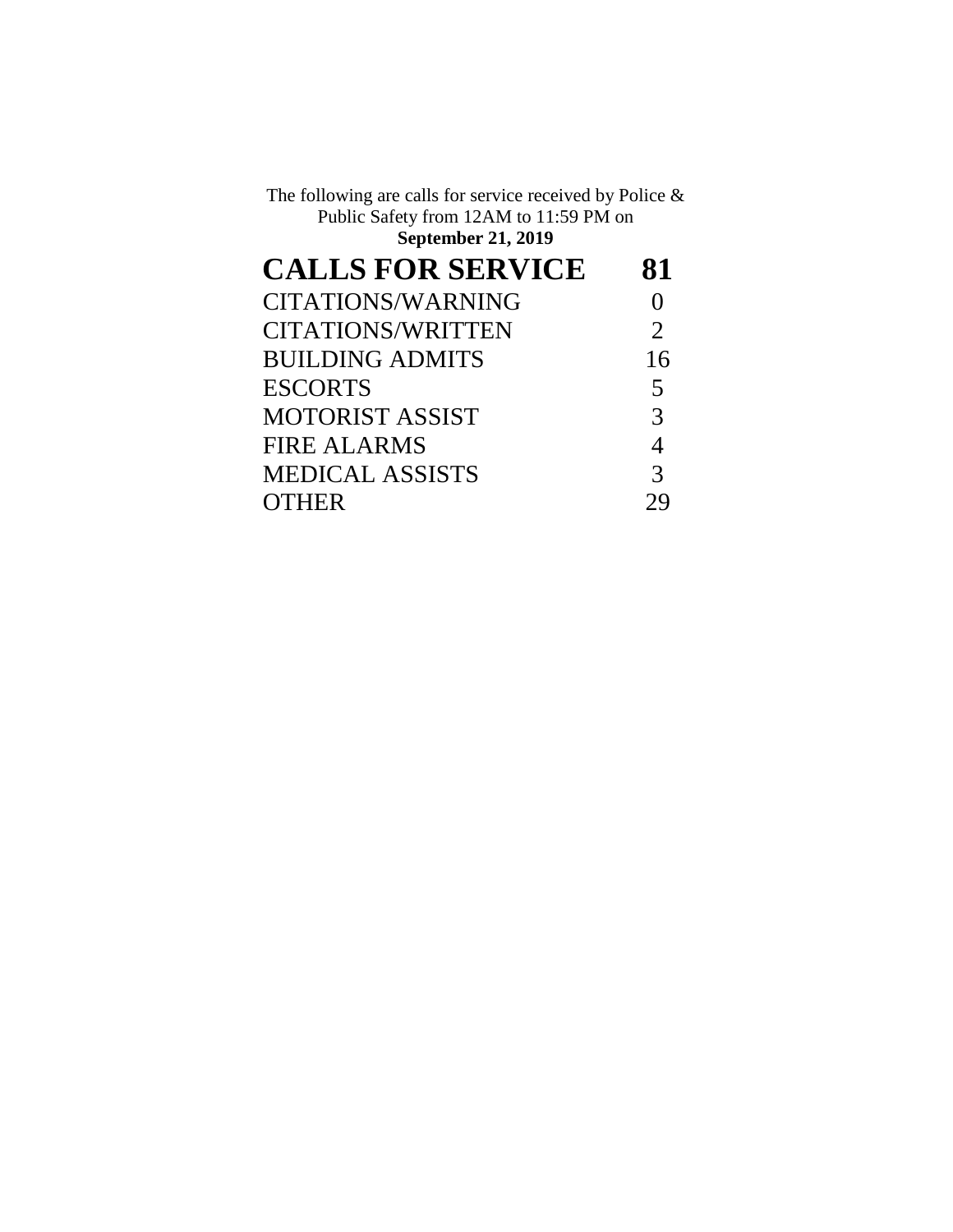The following are calls for service received by Police & Public Safety from 12AM to 11:59 PM on

**September 21, 2019**

| | |
|---|---|
| **CALLS FOR SERVICE** | **81** |
| CITATIONS/WARNING | 0 |
| CITATIONS/WRITTEN | 2 |
| BUILDING ADMITS | 16 |
| ESCORTS | 5 |
| MOTORIST ASSIST | 3 |
| FIRE ALARMS | 4 |
| MEDICAL ASSISTS | 3 |
| OTHER | 29 |